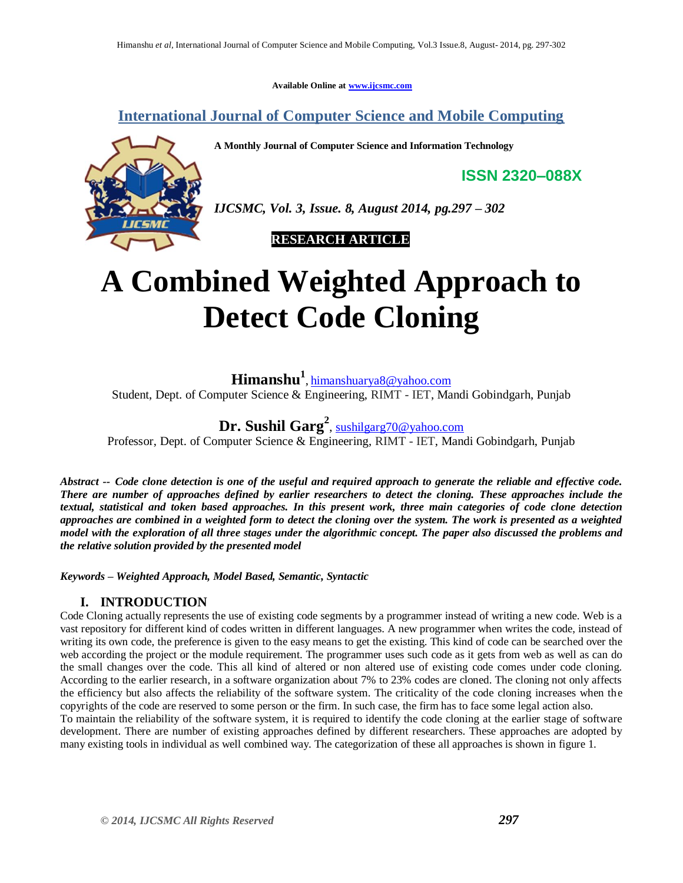Available Online at www.ijcsmc.com

## International Journal of Computer Science and Mobile Computing

**A Monthly Journal of Computer Science and Information Technology**

**ISSN 2320–088X**

*IJCSMC, Vol. 3, Issue. 8, August 2014, pg.297 – 302*

**RESEARCH ARTICLE**

# A Combined Weighted Approach to Detect Code Cloning

**Himanshu**[1], himanshuarya8@yahoo.com
Student, Dept. of Computer Science & Engineering, RIMT - IET, Mandi Gobindgarh, Punjab

**Dr. Sushil Garg**[2], sushilgarg70@yahoo.com
Professor, Dept. of Computer Science & Engineering, RIMT - IET, Mandi Gobindgarh, Punjab

***Abstract -- Code clone detection is one of the useful and required approach to generate the reliable and effective code. There are number of approaches defined by earlier researchers to detect the cloning. These approaches include the textual, statistical and token based approaches. In this present work, three main categories of code clone detection approaches are combined in a weighted form to detect the cloning over the system. The work is presented as a weighted model with the exploration of all three stages under the algorithmic concept. The paper also discussed the problems and the relative solution provided by the presented model***

***Keywords – Weighted Approach, Model Based, Semantic, Syntactic***

## I. INTRODUCTION

Code Cloning actually represents the use of existing code segments by a programmer instead of writing a new code. Web is a vast repository for different kind of codes written in different languages. A new programmer when writes the code, instead of writing its own code, the preference is given to the easy means to get the existing. This kind of code can be searched over the web according the project or the module requirement. The programmer uses such code as it gets from web as well as can do the small changes over the code. This all kind of altered or non altered use of existing code comes under code cloning. According to the earlier research, in a software organization about 7% to 23% codes are cloned. The cloning not only affects the efficiency but also affects the reliability of the software system. The criticality of the code cloning increases when the copyrights of the code are reserved to some person or the firm. In such case, the firm has to face some legal action also.

To maintain the reliability of the software system, it is required to identify the code cloning at the earlier stage of software development. There are number of existing approaches defined by different researchers. These approaches are adopted by many existing tools in individual as well combined way. The categorization of these all approaches is shown in figure 1.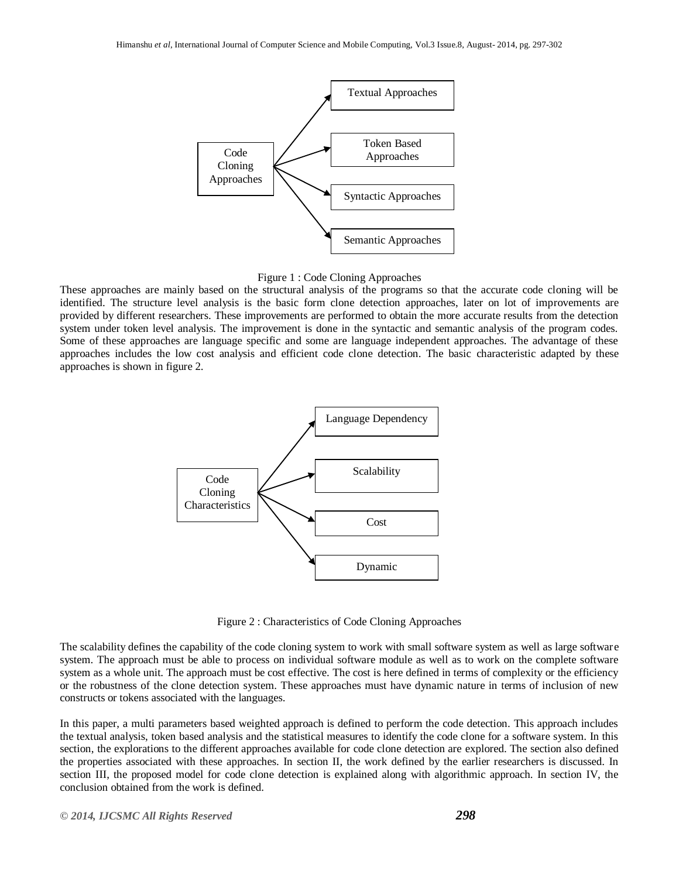Code Cloning Approaches → Textual Approaches, Token Based Approaches, Syntactic Approaches, Semantic Approaches

Figure 1 : Code Cloning Approaches

These approaches are mainly based on the structural analysis of the programs so that the accurate code cloning will be identified. The structure level analysis is the basic form clone detection approaches, later on lot of improvements are provided by different researchers. These improvements are performed to obtain the more accurate results from the detection system under token level analysis. The improvement is done in the syntactic and semantic analysis of the program codes. Some of these approaches are language specific and some are language independent approaches. The advantage of these approaches includes the low cost analysis and efficient code clone detection. The basic characteristic adapted by these approaches is shown in figure 2.

Code Cloning Characteristics → Language Dependency, Scalability, Cost, Dynamic

Figure 2 : Characteristics of Code Cloning Approaches

The scalability defines the capability of the code cloning system to work with small software system as well as large software system. The approach must be able to process on individual software module as well as to work on the complete software system as a whole unit. The approach must be cost effective. The cost is here defined in terms of complexity or the efficiency or the robustness of the clone detection system. These approaches must have dynamic nature in terms of inclusion of new constructs or tokens associated with the languages.

In this paper, a multi parameters based weighted approach is defined to perform the code detection. This approach includes the textual analysis, token based analysis and the statistical measures to identify the code clone for a software system. In this section, the explorations to the different approaches available for code clone detection are explored. The section also defined the properties associated with these approaches. In section II, the work defined by the earlier researchers is discussed. In section III, the proposed model for code clone detection is explained along with algorithmic approach. In section IV, the conclusion obtained from the work is defined.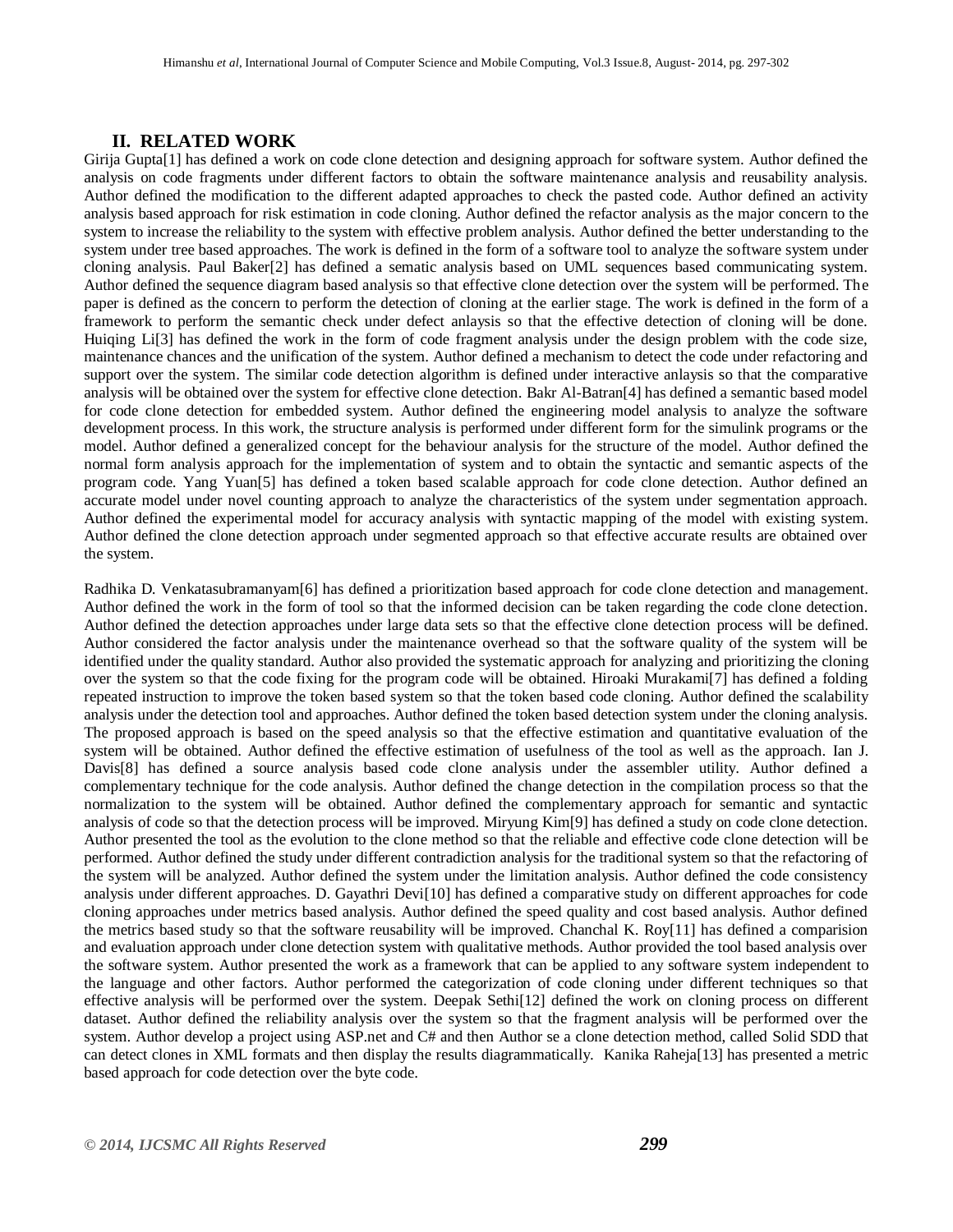## II. RELATED WORK

Girija Gupta[1] has defined a work on code clone detection and designing approach for software system. Author defined the analysis on code fragments under different factors to obtain the software maintenance analysis and reusability analysis. Author defined the modification to the different adapted approaches to check the pasted code. Author defined an activity analysis based approach for risk estimation in code cloning. Author defined the refactor analysis as the major concern to the system to increase the reliability to the system with effective problem analysis. Author defined the better understanding to the system under tree based approaches. The work is defined in the form of a software tool to analyze the software system under cloning analysis. Paul Baker[2] has defined a sematic analysis based on UML sequences based communicating system. Author defined the sequence diagram based analysis so that effective clone detection over the system will be performed. The paper is defined as the concern to perform the detection of cloning at the earlier stage. The work is defined in the form of a framework to perform the semantic check under defect anlaysis so that the effective detection of cloning will be done. Huiqing Li[3] has defined the work in the form of code fragment analysis under the design problem with the code size, maintenance chances and the unification of the system. Author defined a mechanism to detect the code under refactoring and support over the system. The similar code detection algorithm is defined under interactive anlaysis so that the comparative analysis will be obtained over the system for effective clone detection. Bakr Al-Batran[4] has defined a semantic based model for code clone detection for embedded system. Author defined the engineering model analysis to analyze the software development process. In this work, the structure analysis is performed under different form for the simulink programs or the model. Author defined a generalized concept for the behaviour analysis for the structure of the model. Author defined the normal form analysis approach for the implementation of system and to obtain the syntactic and semantic aspects of the program code. Yang Yuan[5] has defined a token based scalable approach for code clone detection. Author defined an accurate model under novel counting approach to analyze the characteristics of the system under segmentation approach. Author defined the experimental model for accuracy analysis with syntactic mapping of the model with existing system. Author defined the clone detection approach under segmented approach so that effective accurate results are obtained over the system.

Radhika D. Venkatasubramanyam[6] has defined a prioritization based approach for code clone detection and management. Author defined the work in the form of tool so that the informed decision can be taken regarding the code clone detection. Author defined the detection approaches under large data sets so that the effective clone detection process will be defined. Author considered the factor analysis under the maintenance overhead so that the software quality of the system will be identified under the quality standard. Author also provided the systematic approach for analyzing and prioritizing the cloning over the system so that the code fixing for the program code will be obtained. Hiroaki Murakami[7] has defined a folding repeated instruction to improve the token based system so that the token based code cloning. Author defined the scalability analysis under the detection tool and approaches. Author defined the token based detection system under the cloning analysis. The proposed approach is based on the speed analysis so that the effective estimation and quantitative evaluation of the system will be obtained. Author defined the effective estimation of usefulness of the tool as well as the approach. Ian J. Davis[8] has defined a source analysis based code clone analysis under the assembler utility. Author defined a complementary technique for the code analysis. Author defined the change detection in the compilation process so that the normalization to the system will be obtained. Author defined the complementary approach for semantic and syntactic analysis of code so that the detection process will be improved. Miryung Kim[9] has defined a study on code clone detection. Author presented the tool as the evolution to the clone method so that the reliable and effective code clone detection will be performed. Author defined the study under different contradiction analysis for the traditional system so that the refactoring of the system will be analyzed. Author defined the system under the limitation analysis. Author defined the code consistency analysis under different approaches. D. Gayathri Devi[10] has defined a comparative study on different approaches for code cloning approaches under metrics based analysis. Author defined the speed quality and cost based analysis. Author defined the metrics based study so that the software reusability will be improved. Chanchal K. Roy[11] has defined a comparision and evaluation approach under clone detection system with qualitative methods. Author provided the tool based analysis over the software system. Author presented the work as a framework that can be applied to any software system independent to the language and other factors. Author performed the categorization of code cloning under different techniques so that effective analysis will be performed over the system. Deepak Sethi[12] defined the work on cloning process on different dataset. Author defined the reliability analysis over the system so that the fragment analysis will be performed over the system. Author develop a project using ASP.net and C# and then Author se a clone detection method, called Solid SDD that can detect clones in XML formats and then display the results diagrammatically. Kanika Raheja[13] has presented a metric based approach for code detection over the byte code.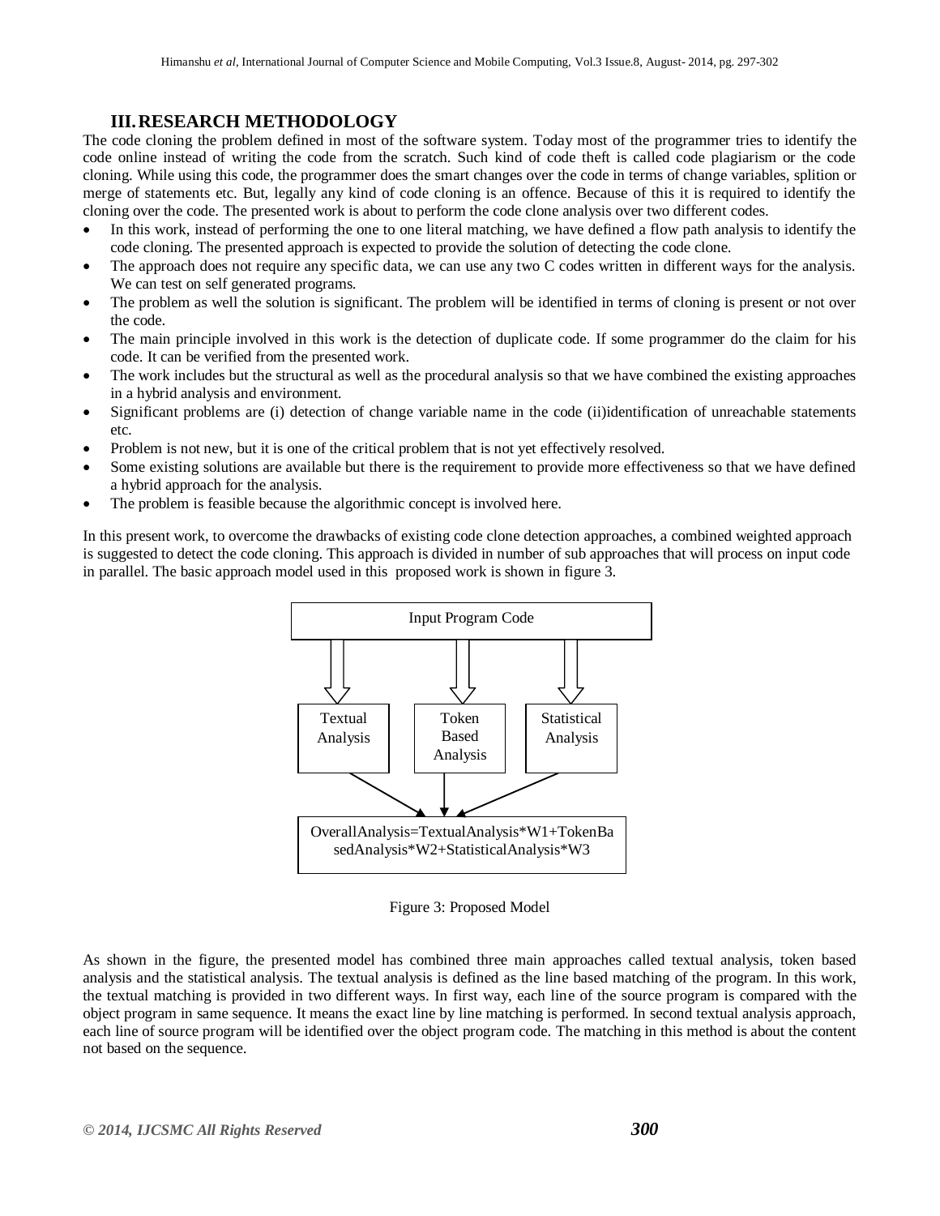## III. RESEARCH METHODOLOGY

The code cloning the problem defined in most of the software system. Today most of the programmer tries to identify the code online instead of writing the code from the scratch. Such kind of code theft is called code plagiarism or the code cloning. While using this code, the programmer does the smart changes over the code in terms of change variables, splition or merge of statements etc. But, legally any kind of code cloning is an offence. Because of this it is required to identify the cloning over the code. The presented work is about to perform the code clone analysis over two different codes.

- In this work, instead of performing the one to one literal matching, we have defined a flow path analysis to identify the code cloning. The presented approach is expected to provide the solution of detecting the code clone.
- The approach does not require any specific data, we can use any two C codes written in different ways for the analysis. We can test on self generated programs.
- The problem as well the solution is significant. The problem will be identified in terms of cloning is present or not over the code.
- The main principle involved in this work is the detection of duplicate code. If some programmer do the claim for his code. It can be verified from the presented work.
- The work includes but the structural as well as the procedural analysis so that we have combined the existing approaches in a hybrid analysis and environment.
- Significant problems are (i) detection of change variable name in the code (ii)identification of unreachable statements etc.
- Problem is not new, but it is one of the critical problem that is not yet effectively resolved.
- Some existing solutions are available but there is the requirement to provide more effectiveness so that we have defined a hybrid approach for the analysis.
- The problem is feasible because the algorithmic concept is involved here.

In this present work, to overcome the drawbacks of existing code clone detection approaches, a combined weighted approach is suggested to detect the code cloning. This approach is divided in number of sub approaches that will process on input code in parallel. The basic approach model used in this proposed work is shown in figure 3.

Input Program Code

Textual Analysis | Token Based Analysis | Statistical Analysis

OverallAnalysis=TextualAnalysis*W1+TokenBasedAnalysis*W2+StatisticalAnalysis*W3

Figure 3: Proposed Model

As shown in the figure, the presented model has combined three main approaches called textual analysis, token based analysis and the statistical analysis. The textual analysis is defined as the line based matching of the program. In this work, the textual matching is provided in two different ways. In first way, each line of the source program is compared with the object program in same sequence. It means the exact line by line matching is performed. In second textual analysis approach, each line of source program will be identified over the object program code. The matching in this method is about the content not based on the sequence.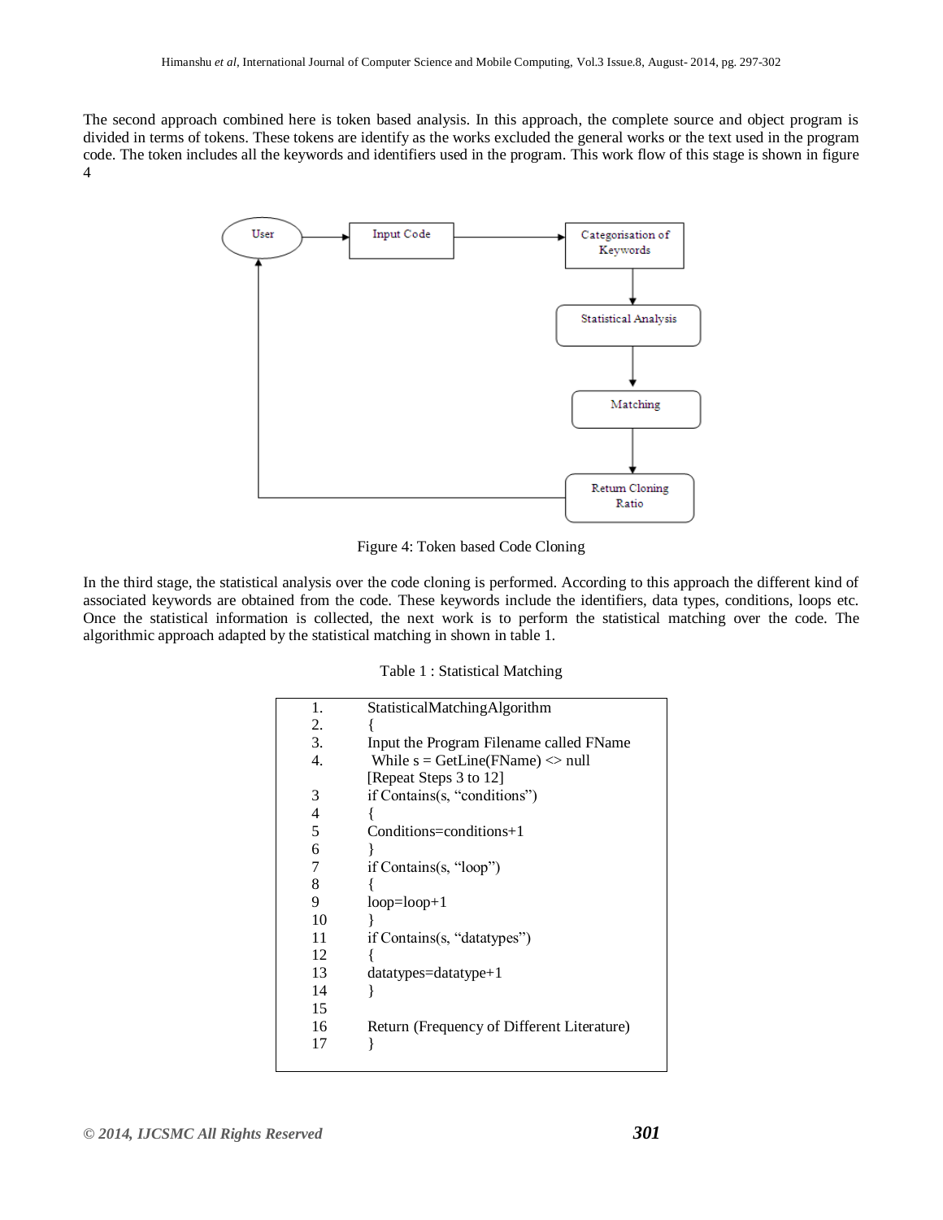The second approach combined here is token based analysis. In this approach, the complete source and object program is divided in terms of tokens. These tokens are identify as the works excluded the general works or the text used in the program code. The token includes all the keywords and identifiers used in the program. This work flow of this stage is shown in figure 4

Figure 4: Token based Code Cloning

In the third stage, the statistical analysis over the code cloning is performed. According to this approach the different kind of associated keywords are obtained from the code. These keywords include the identifiers, data types, conditions, loops etc. Once the statistical information is collected, the next work is to perform the statistical matching over the code. The algorithmic approach adapted by the statistical matching in shown in table 1.

Table 1 : Statistical Matching

```
1.    StatisticalMatchingAlgorithm
2.    {
3.    Input the Program Filename called FName
4.     While s = GetLine(FName) <> null
      [Repeat Steps 3 to 12]
3     if Contains(s, "conditions")
4     {
5     Conditions=conditions+1
6     }
7     if Contains(s, "loop")
8     {
9     loop=loop+1
10    }
11    if Contains(s, "datatypes")
12    {
13    datatypes=datatype+1
14    }
15
16    Return (Frequency of Different Literature)
17    }
```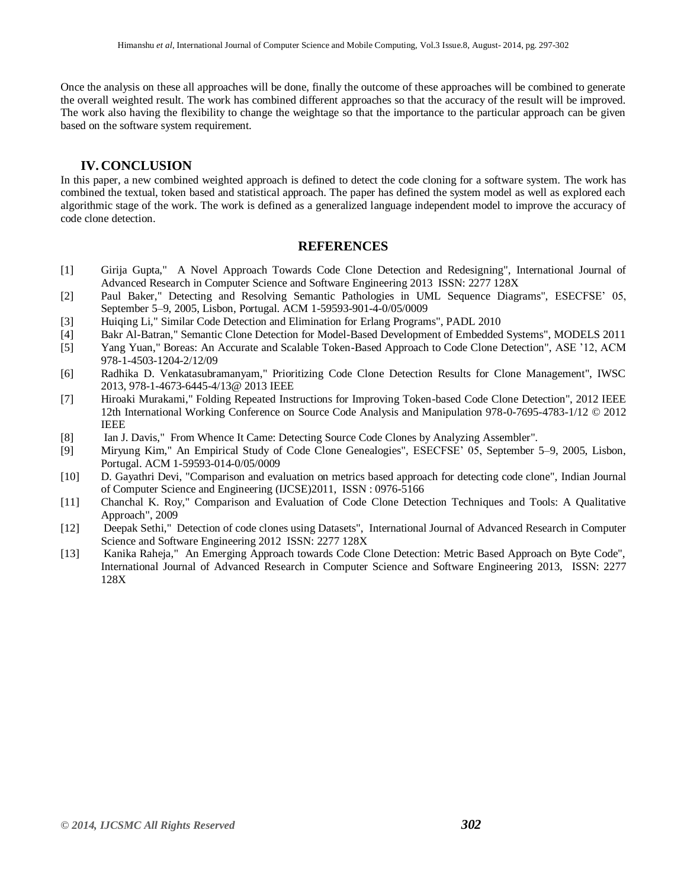Once the analysis on these all approaches will be done, finally the outcome of these approaches will be combined to generate the overall weighted result. The work has combined different approaches so that the accuracy of the result will be improved. The work also having the flexibility to change the weightage so that the importance to the particular approach can be given based on the software system requirement.

## IV. CONCLUSION

In this paper, a new combined weighted approach is defined to detect the code cloning for a software system. The work has combined the textual, token based and statistical approach. The paper has defined the system model as well as explored each algorithmic stage of the work. The work is defined as a generalized language independent model to improve the accuracy of code clone detection.

## REFERENCES

[1] Girija Gupta," A Novel Approach Towards Code Clone Detection and Redesigning", International Journal of Advanced Research in Computer Science and Software Engineering 2013 ISSN: 2277 128X

[2] Paul Baker," Detecting and Resolving Semantic Pathologies in UML Sequence Diagrams", ESECFSE' 05, September 5–9, 2005, Lisbon, Portugal. ACM 1-59593-901-4-0/05/0009

[3] Huiqing Li," Similar Code Detection and Elimination for Erlang Programs", PADL 2010

[4] Bakr Al-Batran," Semantic Clone Detection for Model-Based Development of Embedded Systems", MODELS 2011

[5] Yang Yuan," Boreas: An Accurate and Scalable Token-Based Approach to Code Clone Detection", ASE '12, ACM 978-1-4503-1204-2/12/09

[6] Radhika D. Venkatasubramanyam," Prioritizing Code Clone Detection Results for Clone Management", IWSC 2013, 978-1-4673-6445-4/13@ 2013 IEEE

[7] Hiroaki Murakami," Folding Repeated Instructions for Improving Token-based Code Clone Detection", 2012 IEEE 12th International Working Conference on Source Code Analysis and Manipulation 978-0-7695-4783-1/12 © 2012 IEEE

[8] Ian J. Davis," From Whence It Came: Detecting Source Code Clones by Analyzing Assembler".

[9] Miryung Kim," An Empirical Study of Code Clone Genealogies", ESECFSE' 05, September 5–9, 2005, Lisbon, Portugal. ACM 1-59593-014-0/05/0009

[10] D. Gayathri Devi, "Comparison and evaluation on metrics based approach for detecting code clone", Indian Journal of Computer Science and Engineering (IJCSE)2011, ISSN : 0976-5166

[11] Chanchal K. Roy," Comparison and Evaluation of Code Clone Detection Techniques and Tools: A Qualitative Approach", 2009

[12] Deepak Sethi," Detection of code clones using Datasets", International Journal of Advanced Research in Computer Science and Software Engineering 2012 ISSN: 2277 128X

[13] Kanika Raheja," An Emerging Approach towards Code Clone Detection: Metric Based Approach on Byte Code", International Journal of Advanced Research in Computer Science and Software Engineering 2013, ISSN: 2277 128X